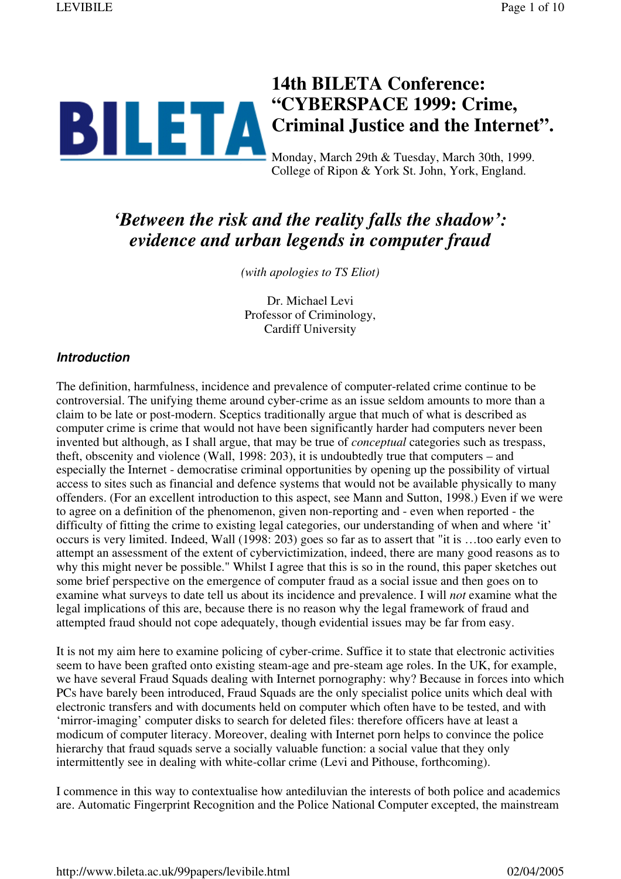# 14th BILETA Conference: "CYBERSPACE 1999: Crime, Criminal Justice and the Internet".

Monday, March 29th & Tuesday, March 30th, 1999.
College of Ripon & York St. John, York, England.

## *'Between the risk and the reality falls the shadow': evidence and urban legends in computer fraud*

*(with apologies to TS Eliot)*

Dr. Michael Levi
Professor of Criminology,
Cardiff University

### *Introduction*

The definition, harmfulness, incidence and prevalence of computer-related crime continue to be controversial. The unifying theme around cyber-crime as an issue seldom amounts to more than a claim to be late or post-modern. Sceptics traditionally argue that much of what is described as computer crime is crime that would not have been significantly harder had computers never been invented but although, as I shall argue, that may be true of *conceptual* categories such as trespass, theft, obscenity and violence (Wall, 1998: 203), it is undoubtedly true that computers – and especially the Internet - democratise criminal opportunities by opening up the possibility of virtual access to sites such as financial and defence systems that would not be available physically to many offenders. (For an excellent introduction to this aspect, see Mann and Sutton, 1998.) Even if we were to agree on a definition of the phenomenon, given non-reporting and - even when reported - the difficulty of fitting the crime to existing legal categories, our understanding of when and where 'it' occurs is very limited. Indeed, Wall (1998: 203) goes so far as to assert that "it is …too early even to attempt an assessment of the extent of cybervictimization, indeed, there are many good reasons as to why this might never be possible." Whilst I agree that this is so in the round, this paper sketches out some brief perspective on the emergence of computer fraud as a social issue and then goes on to examine what surveys to date tell us about its incidence and prevalence. I will *not* examine what the legal implications of this are, because there is no reason why the legal framework of fraud and attempted fraud should not cope adequately, though evidential issues may be far from easy.

It is not my aim here to examine policing of cyber-crime. Suffice it to state that electronic activities seem to have been grafted onto existing steam-age and pre-steam age roles. In the UK, for example, we have several Fraud Squads dealing with Internet pornography: why? Because in forces into which PCs have barely been introduced, Fraud Squads are the only specialist police units which deal with electronic transfers and with documents held on computer which often have to be tested, and with 'mirror-imaging' computer disks to search for deleted files: therefore officers have at least a modicum of computer literacy. Moreover, dealing with Internet porn helps to convince the police hierarchy that fraud squads serve a socially valuable function: a social value that they only intermittently see in dealing with white-collar crime (Levi and Pithouse, forthcoming).

I commence in this way to contextualise how antediluvian the interests of both police and academics are. Automatic Fingerprint Recognition and the Police National Computer excepted, the mainstream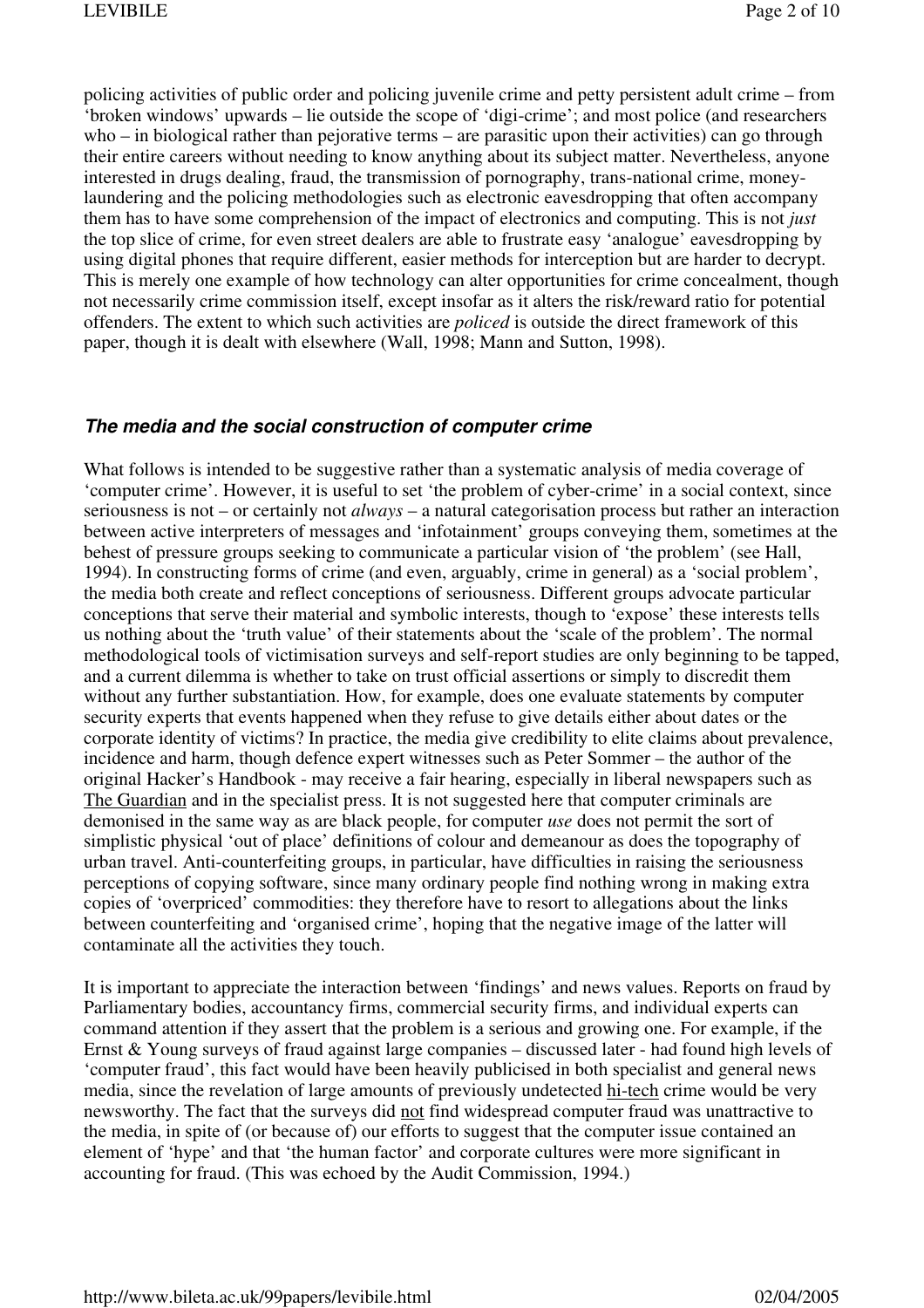policing activities of public order and policing juvenile crime and petty persistent adult crime – from 'broken windows' upwards – lie outside the scope of 'digi-crime'; and most police (and researchers who – in biological rather than pejorative terms – are parasitic upon their activities) can go through their entire careers without needing to know anything about its subject matter. Nevertheless, anyone interested in drugs dealing, fraud, the transmission of pornography, trans-national crime, money-laundering and the policing methodologies such as electronic eavesdropping that often accompany them has to have some comprehension of the impact of electronics and computing. This is not *just* the top slice of crime, for even street dealers are able to frustrate easy 'analogue' eavesdropping by using digital phones that require different, easier methods for interception but are harder to decrypt. This is merely one example of how technology can alter opportunities for crime concealment, though not necessarily crime commission itself, except insofar as it alters the risk/reward ratio for potential offenders. The extent to which such activities are *policed* is outside the direct framework of this paper, though it is dealt with elsewhere (Wall, 1998; Mann and Sutton, 1998).

### *The media and the social construction of computer crime*

What follows is intended to be suggestive rather than a systematic analysis of media coverage of 'computer crime'. However, it is useful to set 'the problem of cyber-crime' in a social context, since seriousness is not – or certainly not *always* – a natural categorisation process but rather an interaction between active interpreters of messages and 'infotainment' groups conveying them, sometimes at the behest of pressure groups seeking to communicate a particular vision of 'the problem' (see Hall, 1994). In constructing forms of crime (and even, arguably, crime in general) as a 'social problem', the media both create and reflect conceptions of seriousness. Different groups advocate particular conceptions that serve their material and symbolic interests, though to 'expose' these interests tells us nothing about the 'truth value' of their statements about the 'scale of the problem'. The normal methodological tools of victimisation surveys and self-report studies are only beginning to be tapped, and a current dilemma is whether to take on trust official assertions or simply to discredit them without any further substantiation. How, for example, does one evaluate statements by computer security experts that events happened when they refuse to give details either about dates or the corporate identity of victims? In practice, the media give credibility to elite claims about prevalence, incidence and harm, though defence expert witnesses such as Peter Sommer – the author of the original Hacker's Handbook - may receive a fair hearing, especially in liberal newspapers such as The Guardian and in the specialist press. It is not suggested here that computer criminals are demonised in the same way as are black people, for computer *use* does not permit the sort of simplistic physical 'out of place' definitions of colour and demeanour as does the topography of urban travel. Anti-counterfeiting groups, in particular, have difficulties in raising the seriousness perceptions of copying software, since many ordinary people find nothing wrong in making extra copies of 'overpriced' commodities: they therefore have to resort to allegations about the links between counterfeiting and 'organised crime', hoping that the negative image of the latter will contaminate all the activities they touch.

It is important to appreciate the interaction between 'findings' and news values. Reports on fraud by Parliamentary bodies, accountancy firms, commercial security firms, and individual experts can command attention if they assert that the problem is a serious and growing one. For example, if the Ernst & Young surveys of fraud against large companies – discussed later - had found high levels of 'computer fraud', this fact would have been heavily publicised in both specialist and general news media, since the revelation of large amounts of previously undetected hi-tech crime would be very newsworthy. The fact that the surveys did not find widespread computer fraud was unattractive to the media, in spite of (or because of) our efforts to suggest that the computer issue contained an element of 'hype' and that 'the human factor' and corporate cultures were more significant in accounting for fraud. (This was echoed by the Audit Commission, 1994.)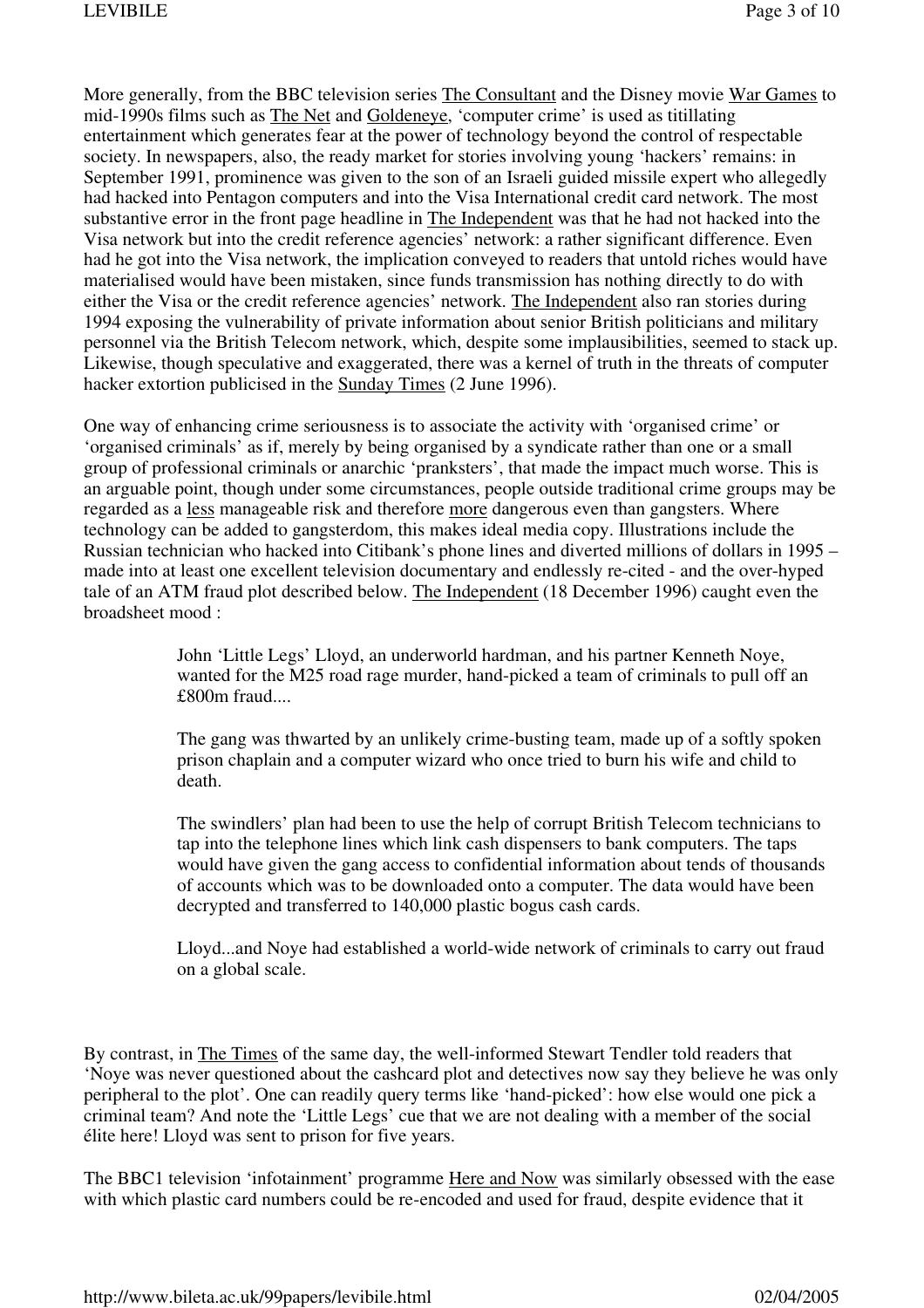More generally, from the BBC television series The Consultant and the Disney movie War Games to mid-1990s films such as The Net and Goldeneye, 'computer crime' is used as titillating entertainment which generates fear at the power of technology beyond the control of respectable society. In newspapers, also, the ready market for stories involving young 'hackers' remains: in September 1991, prominence was given to the son of an Israeli guided missile expert who allegedly had hacked into Pentagon computers and into the Visa International credit card network. The most substantive error in the front page headline in The Independent was that he had not hacked into the Visa network but into the credit reference agencies' network: a rather significant difference. Even had he got into the Visa network, the implication conveyed to readers that untold riches would have materialised would have been mistaken, since funds transmission has nothing directly to do with either the Visa or the credit reference agencies' network. The Independent also ran stories during 1994 exposing the vulnerability of private information about senior British politicians and military personnel via the British Telecom network, which, despite some implausibilities, seemed to stack up. Likewise, though speculative and exaggerated, there was a kernel of truth in the threats of computer hacker extortion publicised in the Sunday Times (2 June 1996).

One way of enhancing crime seriousness is to associate the activity with 'organised crime' or 'organised criminals' as if, merely by being organised by a syndicate rather than one or a small group of professional criminals or anarchic 'pranksters', that made the impact much worse. This is an arguable point, though under some circumstances, people outside traditional crime groups may be regarded as a less manageable risk and therefore more dangerous even than gangsters. Where technology can be added to gangsterdom, this makes ideal media copy. Illustrations include the Russian technician who hacked into Citibank's phone lines and diverted millions of dollars in 1995 – made into at least one excellent television documentary and endlessly re-cited - and the over-hyped tale of an ATM fraud plot described below. The Independent (18 December 1996) caught even the broadsheet mood :

> John 'Little Legs' Lloyd, an underworld hardman, and his partner Kenneth Noye, wanted for the M25 road rage murder, hand-picked a team of criminals to pull off an £800m fraud....
>
> The gang was thwarted by an unlikely crime-busting team, made up of a softly spoken prison chaplain and a computer wizard who once tried to burn his wife and child to death.
>
> The swindlers' plan had been to use the help of corrupt British Telecom technicians to tap into the telephone lines which link cash dispensers to bank computers. The taps would have given the gang access to confidential information about tends of thousands of accounts which was to be downloaded onto a computer. The data would have been decrypted and transferred to 140,000 plastic bogus cash cards.
>
> Lloyd...and Noye had established a world-wide network of criminals to carry out fraud on a global scale.

By contrast, in The Times of the same day, the well-informed Stewart Tendler told readers that 'Noye was never questioned about the cashcard plot and detectives now say they believe he was only peripheral to the plot'. One can readily query terms like 'hand-picked': how else would one pick a criminal team? And note the 'Little Legs' cue that we are not dealing with a member of the social élite here! Lloyd was sent to prison for five years.

The BBC1 television 'infotainment' programme Here and Now was similarly obsessed with the ease with which plastic card numbers could be re-encoded and used for fraud, despite evidence that it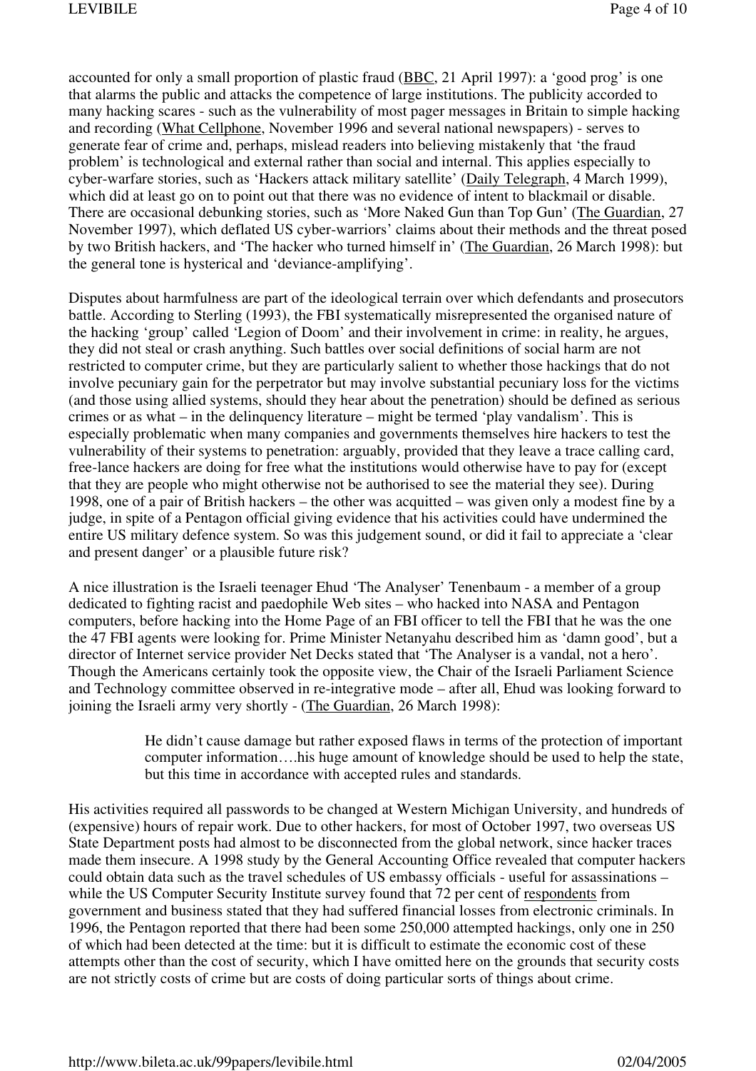accounted for only a small proportion of plastic fraud (BBC, 21 April 1997): a 'good prog' is one that alarms the public and attacks the competence of large institutions. The publicity accorded to many hacking scares - such as the vulnerability of most pager messages in Britain to simple hacking and recording (What Cellphone, November 1996 and several national newspapers) - serves to generate fear of crime and, perhaps, mislead readers into believing mistakenly that 'the fraud problem' is technological and external rather than social and internal. This applies especially to cyber-warfare stories, such as 'Hackers attack military satellite' (Daily Telegraph, 4 March 1999), which did at least go on to point out that there was no evidence of intent to blackmail or disable. There are occasional debunking stories, such as 'More Naked Gun than Top Gun' (The Guardian, 27 November 1997), which deflated US cyber-warriors' claims about their methods and the threat posed by two British hackers, and 'The hacker who turned himself in' (The Guardian, 26 March 1998): but the general tone is hysterical and 'deviance-amplifying'.

Disputes about harmfulness are part of the ideological terrain over which defendants and prosecutors battle. According to Sterling (1993), the FBI systematically misrepresented the organised nature of the hacking 'group' called 'Legion of Doom' and their involvement in crime: in reality, he argues, they did not steal or crash anything. Such battles over social definitions of social harm are not restricted to computer crime, but they are particularly salient to whether those hackings that do not involve pecuniary gain for the perpetrator but may involve substantial pecuniary loss for the victims (and those using allied systems, should they hear about the penetration) should be defined as serious crimes or as what – in the delinquency literature – might be termed 'play vandalism'. This is especially problematic when many companies and governments themselves hire hackers to test the vulnerability of their systems to penetration: arguably, provided that they leave a trace calling card, free-lance hackers are doing for free what the institutions would otherwise have to pay for (except that they are people who might otherwise not be authorised to see the material they see). During 1998, one of a pair of British hackers – the other was acquitted – was given only a modest fine by a judge, in spite of a Pentagon official giving evidence that his activities could have undermined the entire US military defence system. So was this judgement sound, or did it fail to appreciate a 'clear and present danger' or a plausible future risk?

A nice illustration is the Israeli teenager Ehud 'The Analyser' Tenenbaum - a member of a group dedicated to fighting racist and paedophile Web sites – who hacked into NASA and Pentagon computers, before hacking into the Home Page of an FBI officer to tell the FBI that he was the one the 47 FBI agents were looking for. Prime Minister Netanyahu described him as 'damn good', but a director of Internet service provider Net Decks stated that 'The Analyser is a vandal, not a hero'. Though the Americans certainly took the opposite view, the Chair of the Israeli Parliament Science and Technology committee observed in re-integrative mode – after all, Ehud was looking forward to joining the Israeli army very shortly - (The Guardian, 26 March 1998):

> He didn't cause damage but rather exposed flaws in terms of the protection of important computer information….his huge amount of knowledge should be used to help the state, but this time in accordance with accepted rules and standards.

His activities required all passwords to be changed at Western Michigan University, and hundreds of (expensive) hours of repair work. Due to other hackers, for most of October 1997, two overseas US State Department posts had almost to be disconnected from the global network, since hacker traces made them insecure. A 1998 study by the General Accounting Office revealed that computer hackers could obtain data such as the travel schedules of US embassy officials - useful for assassinations – while the US Computer Security Institute survey found that 72 per cent of respondents from government and business stated that they had suffered financial losses from electronic criminals. In 1996, the Pentagon reported that there had been some 250,000 attempted hackings, only one in 250 of which had been detected at the time: but it is difficult to estimate the economic cost of these attempts other than the cost of security, which I have omitted here on the grounds that security costs are not strictly costs of crime but are costs of doing particular sorts of things about crime.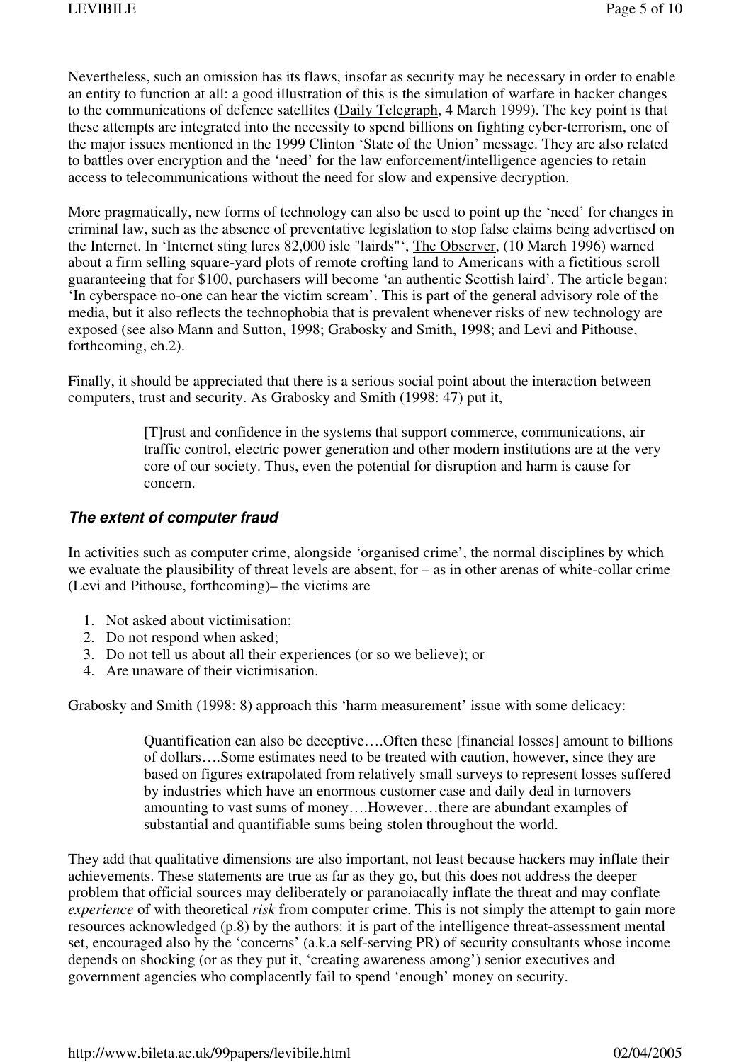Nevertheless, such an omission has its flaws, insofar as security may be necessary in order to enable an entity to function at all: a good illustration of this is the simulation of warfare in hacker changes to the communications of defence satellites (Daily Telegraph, 4 March 1999). The key point is that these attempts are integrated into the necessity to spend billions on fighting cyber-terrorism, one of the major issues mentioned in the 1999 Clinton 'State of the Union' message. They are also related to battles over encryption and the 'need' for the law enforcement/intelligence agencies to retain access to telecommunications without the need for slow and expensive decryption.

More pragmatically, new forms of technology can also be used to point up the 'need' for changes in criminal law, such as the absence of preventative legislation to stop false claims being advertised on the Internet. In 'Internet sting lures 82,000 isle "lairds"', The Observer, (10 March 1996) warned about a firm selling square-yard plots of remote crofting land to Americans with a fictitious scroll guaranteeing that for $100, purchasers will become 'an authentic Scottish laird'. The article began: 'In cyberspace no-one can hear the victim scream'. This is part of the general advisory role of the media, but it also reflects the technophobia that is prevalent whenever risks of new technology are exposed (see also Mann and Sutton, 1998; Grabosky and Smith, 1998; and Levi and Pithouse, forthcoming, ch.2).

Finally, it should be appreciated that there is a serious social point about the interaction between computers, trust and security. As Grabosky and Smith (1998: 47) put it,

> [T]rust and confidence in the systems that support commerce, communications, air traffic control, electric power generation and other modern institutions are at the very core of our society. Thus, even the potential for disruption and harm is cause for concern.

### ***The extent of computer fraud***

In activities such as computer crime, alongside 'organised crime', the normal disciplines by which we evaluate the plausibility of threat levels are absent, for – as in other arenas of white-collar crime (Levi and Pithouse, forthcoming)– the victims are

1. Not asked about victimisation;
2. Do not respond when asked;
3. Do not tell us about all their experiences (or so we believe); or
4. Are unaware of their victimisation.

Grabosky and Smith (1998: 8) approach this 'harm measurement' issue with some delicacy:

> Quantification can also be deceptive….Often these [financial losses] amount to billions of dollars….Some estimates need to be treated with caution, however, since they are based on figures extrapolated from relatively small surveys to represent losses suffered by industries which have an enormous customer case and daily deal in turnovers amounting to vast sums of money….However…there are abundant examples of substantial and quantifiable sums being stolen throughout the world.

They add that qualitative dimensions are also important, not least because hackers may inflate their achievements. These statements are true as far as they go, but this does not address the deeper problem that official sources may deliberately or paranoiacally inflate the threat and may conflate *experience* of with theoretical *risk* from computer crime. This is not simply the attempt to gain more resources acknowledged (p.8) by the authors: it is part of the intelligence threat-assessment mental set, encouraged also by the 'concerns' (a.k.a self-serving PR) of security consultants whose income depends on shocking (or as they put it, 'creating awareness among') senior executives and government agencies who complacently fail to spend 'enough' money on security.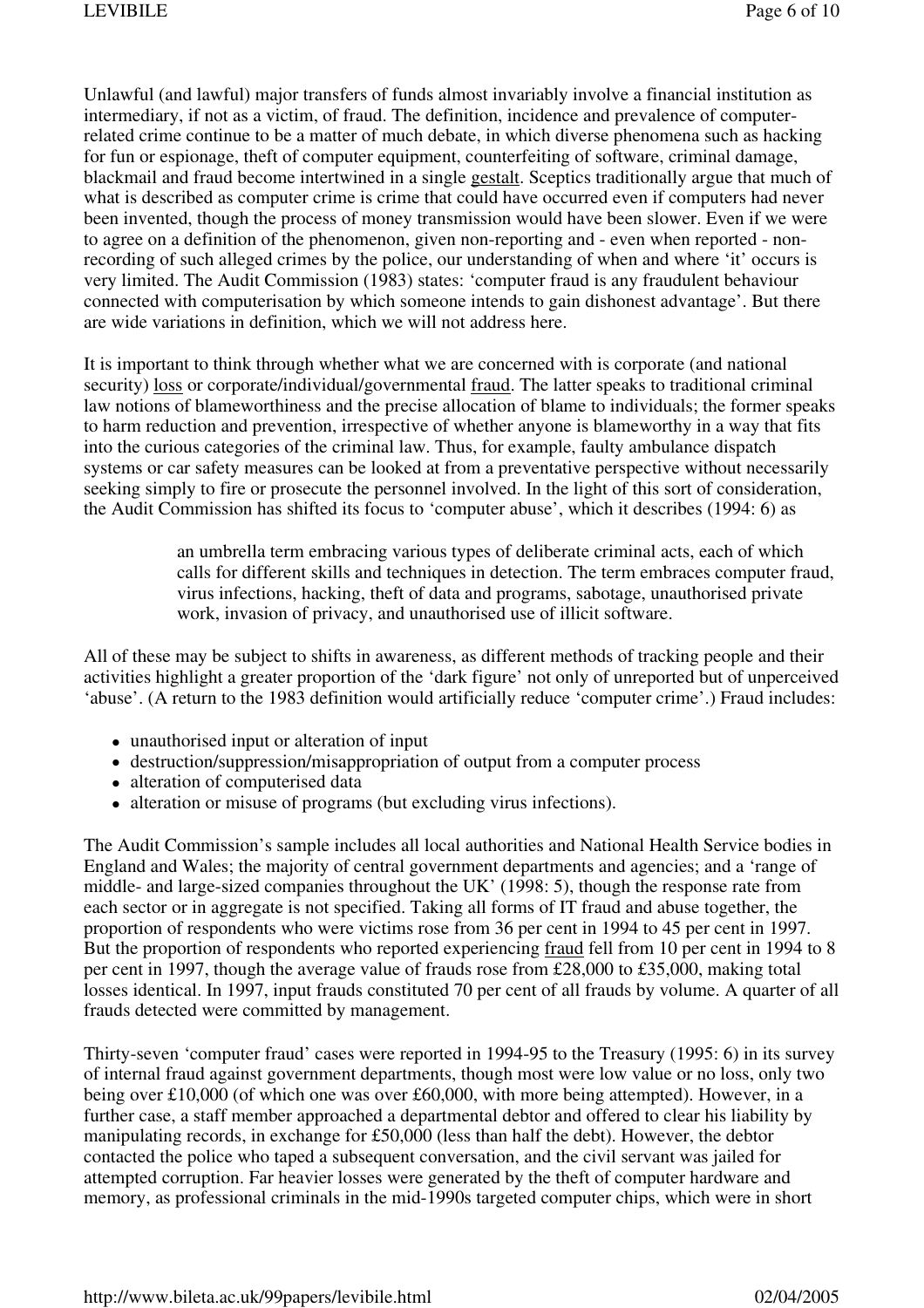Unlawful (and lawful) major transfers of funds almost invariably involve a financial institution as intermediary, if not as a victim, of fraud. The definition, incidence and prevalence of computer-related crime continue to be a matter of much debate, in which diverse phenomena such as hacking for fun or espionage, theft of computer equipment, counterfeiting of software, criminal damage, blackmail and fraud become intertwined in a single gestalt. Sceptics traditionally argue that much of what is described as computer crime is crime that could have occurred even if computers had never been invented, though the process of money transmission would have been slower. Even if we were to agree on a definition of the phenomenon, given non-reporting and - even when reported - non-recording of such alleged crimes by the police, our understanding of when and where 'it' occurs is very limited. The Audit Commission (1983) states: 'computer fraud is any fraudulent behaviour connected with computerisation by which someone intends to gain dishonest advantage'. But there are wide variations in definition, which we will not address here.

It is important to think through whether what we are concerned with is corporate (and national security) loss or corporate/individual/governmental fraud. The latter speaks to traditional criminal law notions of blameworthiness and the precise allocation of blame to individuals; the former speaks to harm reduction and prevention, irrespective of whether anyone is blameworthy in a way that fits into the curious categories of the criminal law. Thus, for example, faulty ambulance dispatch systems or car safety measures can be looked at from a preventative perspective without necessarily seeking simply to fire or prosecute the personnel involved. In the light of this sort of consideration, the Audit Commission has shifted its focus to 'computer abuse', which it describes (1994: 6) as

> an umbrella term embracing various types of deliberate criminal acts, each of which calls for different skills and techniques in detection. The term embraces computer fraud, virus infections, hacking, theft of data and programs, sabotage, unauthorised private work, invasion of privacy, and unauthorised use of illicit software.

All of these may be subject to shifts in awareness, as different methods of tracking people and their activities highlight a greater proportion of the 'dark figure' not only of unreported but of unperceived 'abuse'. (A return to the 1983 definition would artificially reduce 'computer crime'.) Fraud includes:

- unauthorised input or alteration of input
- destruction/suppression/misappropriation of output from a computer process
- alteration of computerised data
- alteration or misuse of programs (but excluding virus infections).

The Audit Commission's sample includes all local authorities and National Health Service bodies in England and Wales; the majority of central government departments and agencies; and a 'range of middle- and large-sized companies throughout the UK' (1998: 5), though the response rate from each sector or in aggregate is not specified. Taking all forms of IT fraud and abuse together, the proportion of respondents who were victims rose from 36 per cent in 1994 to 45 per cent in 1997. But the proportion of respondents who reported experiencing fraud fell from 10 per cent in 1994 to 8 per cent in 1997, though the average value of frauds rose from £28,000 to £35,000, making total losses identical. In 1997, input frauds constituted 70 per cent of all frauds by volume. A quarter of all frauds detected were committed by management.

Thirty-seven 'computer fraud' cases were reported in 1994-95 to the Treasury (1995: 6) in its survey of internal fraud against government departments, though most were low value or no loss, only two being over £10,000 (of which one was over £60,000, with more being attempted). However, in a further case, a staff member approached a departmental debtor and offered to clear his liability by manipulating records, in exchange for £50,000 (less than half the debt). However, the debtor contacted the police who taped a subsequent conversation, and the civil servant was jailed for attempted corruption. Far heavier losses were generated by the theft of computer hardware and memory, as professional criminals in the mid-1990s targeted computer chips, which were in short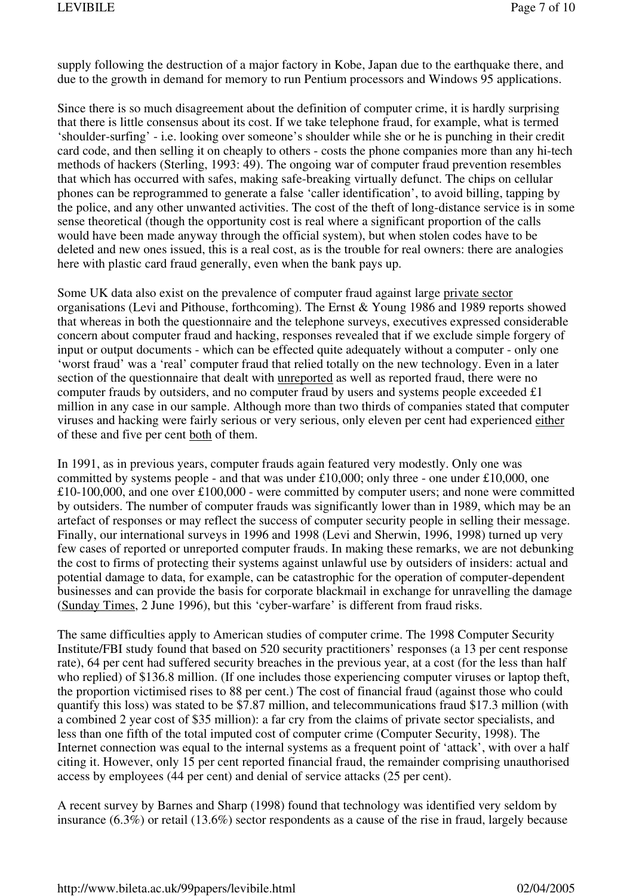supply following the destruction of a major factory in Kobe, Japan due to the earthquake there, and due to the growth in demand for memory to run Pentium processors and Windows 95 applications.

Since there is so much disagreement about the definition of computer crime, it is hardly surprising that there is little consensus about its cost. If we take telephone fraud, for example, what is termed 'shoulder-surfing' - i.e. looking over someone's shoulder while she or he is punching in their credit card code, and then selling it on cheaply to others - costs the phone companies more than any hi-tech methods of hackers (Sterling, 1993: 49). The ongoing war of computer fraud prevention resembles that which has occurred with safes, making safe-breaking virtually defunct. The chips on cellular phones can be reprogrammed to generate a false 'caller identification', to avoid billing, tapping by the police, and any other unwanted activities. The cost of the theft of long-distance service is in some sense theoretical (though the opportunity cost is real where a significant proportion of the calls would have been made anyway through the official system), but when stolen codes have to be deleted and new ones issued, this is a real cost, as is the trouble for real owners: there are analogies here with plastic card fraud generally, even when the bank pays up.

Some UK data also exist on the prevalence of computer fraud against large <u>private sector</u> organisations (Levi and Pithouse, forthcoming). The Ernst & Young 1986 and 1989 reports showed that whereas in both the questionnaire and the telephone surveys, executives expressed considerable concern about computer fraud and hacking, responses revealed that if we exclude simple forgery of input or output documents - which can be effected quite adequately without a computer - only one 'worst fraud' was a 'real' computer fraud that relied totally on the new technology. Even in a later section of the questionnaire that dealt with <u>unreported</u> as well as reported fraud, there were no computer frauds by outsiders, and no computer fraud by users and systems people exceeded £1 million in any case in our sample. Although more than two thirds of companies stated that computer viruses and hacking were fairly serious or very serious, only eleven per cent had experienced <u>either</u> of these and five per cent <u>both</u> of them.

In 1991, as in previous years, computer frauds again featured very modestly. Only one was committed by systems people - and that was under £10,000; only three - one under £10,000, one £10-100,000, and one over £100,000 - were committed by computer users; and none were committed by outsiders. The number of computer frauds was significantly lower than in 1989, which may be an artefact of responses or may reflect the success of computer security people in selling their message. Finally, our international surveys in 1996 and 1998 (Levi and Sherwin, 1996, 1998) turned up very few cases of reported or unreported computer frauds. In making these remarks, we are not debunking the cost to firms of protecting their systems against unlawful use by outsiders of insiders: actual and potential damage to data, for example, can be catastrophic for the operation of computer-dependent businesses and can provide the basis for corporate blackmail in exchange for unravelling the damage (<u>Sunday Times</u>, 2 June 1996), but this 'cyber-warfare' is different from fraud risks.

The same difficulties apply to American studies of computer crime. The 1998 Computer Security Institute/FBI study found that based on 520 security practitioners' responses (a 13 per cent response rate), 64 per cent had suffered security breaches in the previous year, at a cost (for the less than half who replied) of $136.8 million. (If one includes those experiencing computer viruses or laptop theft, the proportion victimised rises to 88 per cent.) The cost of financial fraud (against those who could quantify this loss) was stated to be $7.87 million, and telecommunications fraud $17.3 million (with a combined 2 year cost of $35 million): a far cry from the claims of private sector specialists, and less than one fifth of the total imputed cost of computer crime (Computer Security, 1998). The Internet connection was equal to the internal systems as a frequent point of 'attack', with over a half citing it. However, only 15 per cent reported financial fraud, the remainder comprising unauthorised access by employees (44 per cent) and denial of service attacks (25 per cent).

A recent survey by Barnes and Sharp (1998) found that technology was identified very seldom by insurance (6.3%) or retail (13.6%) sector respondents as a cause of the rise in fraud, largely because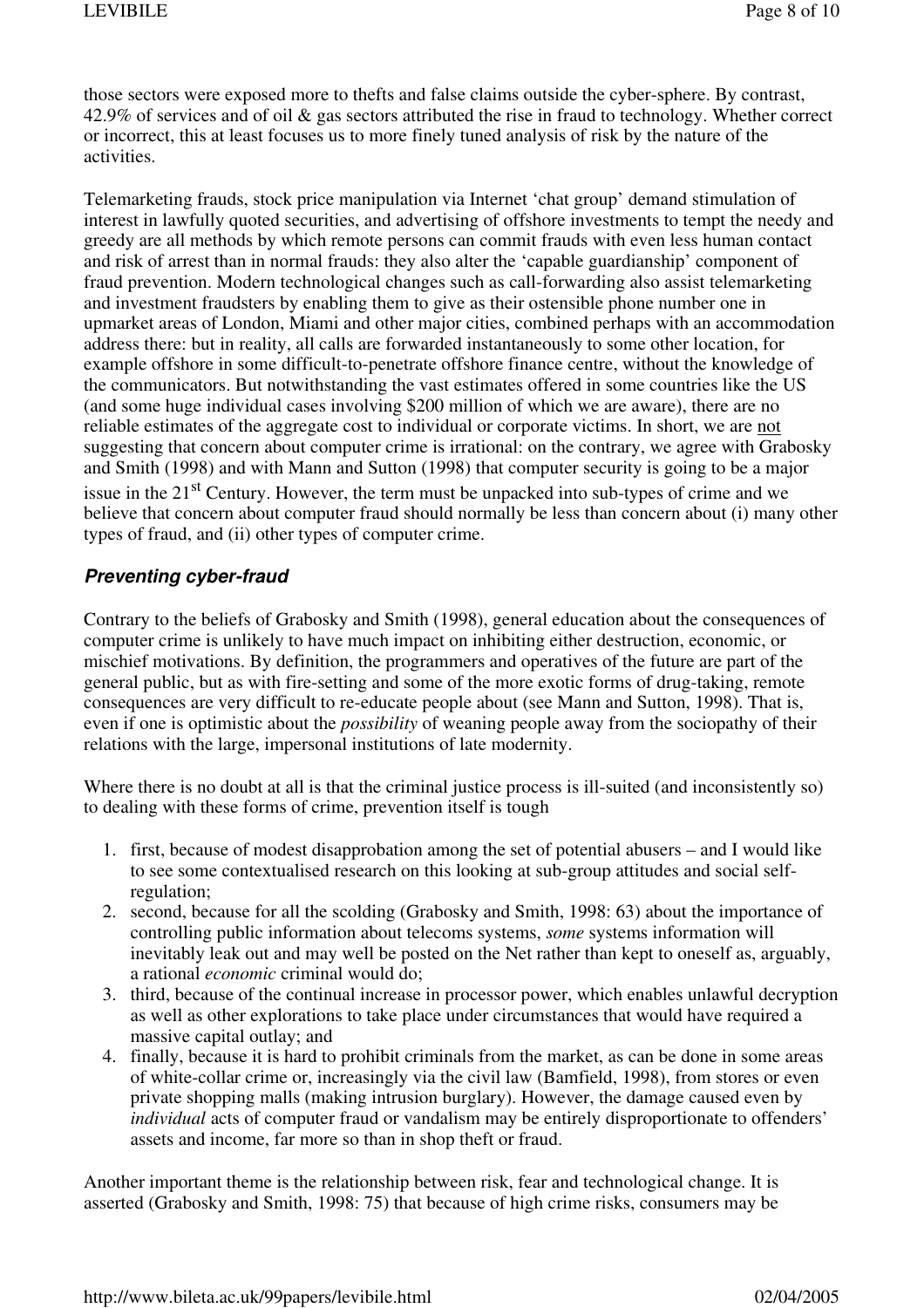those sectors were exposed more to thefts and false claims outside the cyber-sphere. By contrast, 42.9% of services and of oil & gas sectors attributed the rise in fraud to technology. Whether correct or incorrect, this at least focuses us to more finely tuned analysis of risk by the nature of the activities.

Telemarketing frauds, stock price manipulation via Internet 'chat group' demand stimulation of interest in lawfully quoted securities, and advertising of offshore investments to tempt the needy and greedy are all methods by which remote persons can commit frauds with even less human contact and risk of arrest than in normal frauds: they also alter the 'capable guardianship' component of fraud prevention. Modern technological changes such as call-forwarding also assist telemarketing and investment fraudsters by enabling them to give as their ostensible phone number one in upmarket areas of London, Miami and other major cities, combined perhaps with an accommodation address there: but in reality, all calls are forwarded instantaneously to some other location, for example offshore in some difficult-to-penetrate offshore finance centre, without the knowledge of the communicators. But notwithstanding the vast estimates offered in some countries like the US (and some huge individual cases involving $200 million of which we are aware), there are no reliable estimates of the aggregate cost to individual or corporate victims. In short, we are <u>not</u> suggesting that concern about computer crime is irrational: on the contrary, we agree with Grabosky and Smith (1998) and with Mann and Sutton (1998) that computer security is going to be a major issue in the 21st Century. However, the term must be unpacked into sub-types of crime and we believe that concern about computer fraud should normally be less than concern about (i) many other types of fraud, and (ii) other types of computer crime.

### *Preventing cyber-fraud*

Contrary to the beliefs of Grabosky and Smith (1998), general education about the consequences of computer crime is unlikely to have much impact on inhibiting either destruction, economic, or mischief motivations. By definition, the programmers and operatives of the future are part of the general public, but as with fire-setting and some of the more exotic forms of drug-taking, remote consequences are very difficult to re-educate people about (see Mann and Sutton, 1998). That is, even if one is optimistic about the *possibility* of weaning people away from the sociopathy of their relations with the large, impersonal institutions of late modernity.

Where there is no doubt at all is that the criminal justice process is ill-suited (and inconsistently so) to dealing with these forms of crime, prevention itself is tough

1. first, because of modest disapprobation among the set of potential abusers – and I would like to see some contextualised research on this looking at sub-group attitudes and social self-regulation;
2. second, because for all the scolding (Grabosky and Smith, 1998: 63) about the importance of controlling public information about telecoms systems, *some* systems information will inevitably leak out and may well be posted on the Net rather than kept to oneself as, arguably, a rational *economic* criminal would do;
3. third, because of the continual increase in processor power, which enables unlawful decryption as well as other explorations to take place under circumstances that would have required a massive capital outlay; and
4. finally, because it is hard to prohibit criminals from the market, as can be done in some areas of white-collar crime or, increasingly via the civil law (Bamfield, 1998), from stores or even private shopping malls (making intrusion burglary). However, the damage caused even by *individual* acts of computer fraud or vandalism may be entirely disproportionate to offenders' assets and income, far more so than in shop theft or fraud.

Another important theme is the relationship between risk, fear and technological change. It is asserted (Grabosky and Smith, 1998: 75) that because of high crime risks, consumers may be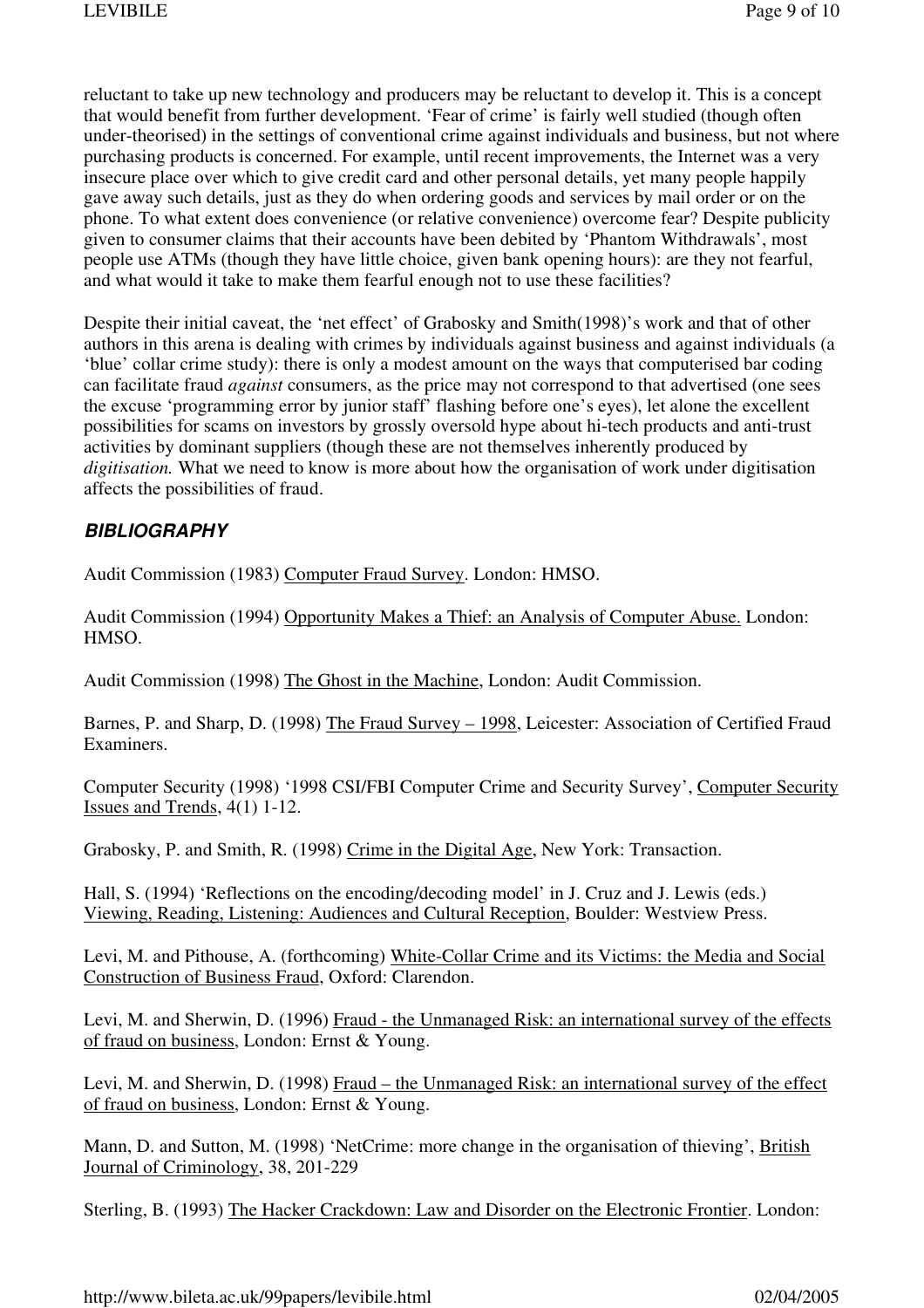reluctant to take up new technology and producers may be reluctant to develop it. This is a concept that would benefit from further development. 'Fear of crime' is fairly well studied (though often under-theorised) in the settings of conventional crime against individuals and business, but not where purchasing products is concerned. For example, until recent improvements, the Internet was a very insecure place over which to give credit card and other personal details, yet many people happily gave away such details, just as they do when ordering goods and services by mail order or on the phone. To what extent does convenience (or relative convenience) overcome fear? Despite publicity given to consumer claims that their accounts have been debited by 'Phantom Withdrawals', most people use ATMs (though they have little choice, given bank opening hours): are they not fearful, and what would it take to make them fearful enough not to use these facilities?

Despite their initial caveat, the 'net effect' of Grabosky and Smith(1998)'s work and that of other authors in this arena is dealing with crimes by individuals against business and against individuals (a 'blue' collar crime study): there is only a modest amount on the ways that computerised bar coding can facilitate fraud *against* consumers, as the price may not correspond to that advertised (one sees the excuse 'programming error by junior staff' flashing before one's eyes), let alone the excellent possibilities for scams on investors by grossly oversold hype about hi-tech products and anti-trust activities by dominant suppliers (though these are not themselves inherently produced by *digitisation.* What we need to know is more about how the organisation of work under digitisation affects the possibilities of fraud.

## *BIBLIOGRAPHY*

Audit Commission (1983) Computer Fraud Survey. London: HMSO.

Audit Commission (1994) Opportunity Makes a Thief: an Analysis of Computer Abuse. London: HMSO.

Audit Commission (1998) The Ghost in the Machine, London: Audit Commission.

Barnes, P. and Sharp, D. (1998) The Fraud Survey – 1998, Leicester: Association of Certified Fraud Examiners.

Computer Security (1998) '1998 CSI/FBI Computer Crime and Security Survey', Computer Security Issues and Trends, 4(1) 1-12.

Grabosky, P. and Smith, R. (1998) Crime in the Digital Age, New York: Transaction.

Hall, S. (1994) 'Reflections on the encoding/decoding model' in J. Cruz and J. Lewis (eds.) Viewing, Reading, Listening: Audiences and Cultural Reception, Boulder: Westview Press.

Levi, M. and Pithouse, A. (forthcoming) White-Collar Crime and its Victims: the Media and Social Construction of Business Fraud, Oxford: Clarendon.

Levi, M. and Sherwin, D. (1996) Fraud - the Unmanaged Risk: an international survey of the effects of fraud on business, London: Ernst & Young.

Levi, M. and Sherwin, D. (1998) Fraud – the Unmanaged Risk: an international survey of the effect of fraud on business, London: Ernst & Young.

Mann, D. and Sutton, M. (1998) 'NetCrime: more change in the organisation of thieving', British Journal of Criminology, 38, 201-229

Sterling, B. (1993) The Hacker Crackdown: Law and Disorder on the Electronic Frontier. London: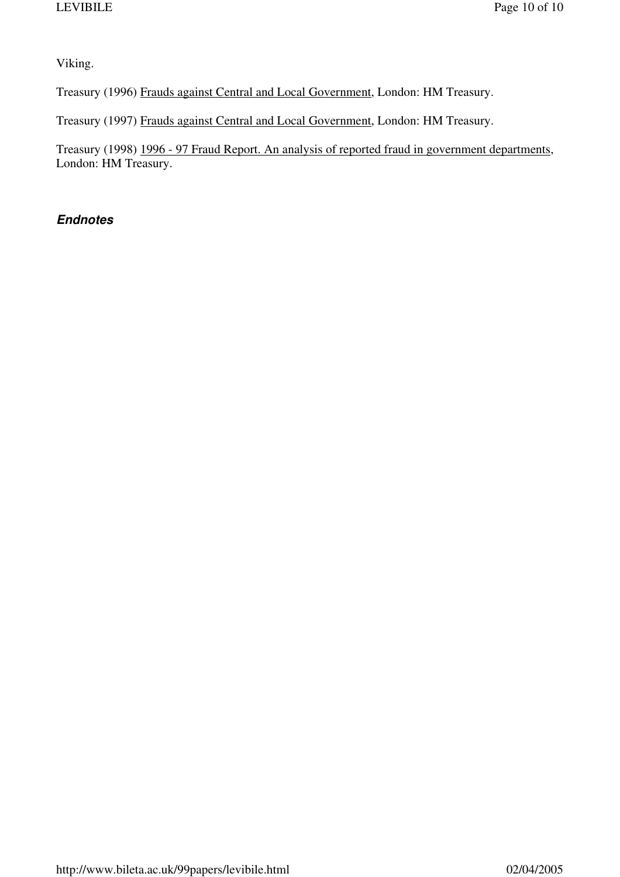Viking.

Treasury (1996) Frauds against Central and Local Government, London: HM Treasury.

Treasury (1997) Frauds against Central and Local Government, London: HM Treasury.

Treasury (1998) 1996 - 97 Fraud Report. An analysis of reported fraud in government departments, London: HM Treasury.

### ***Endnotes***